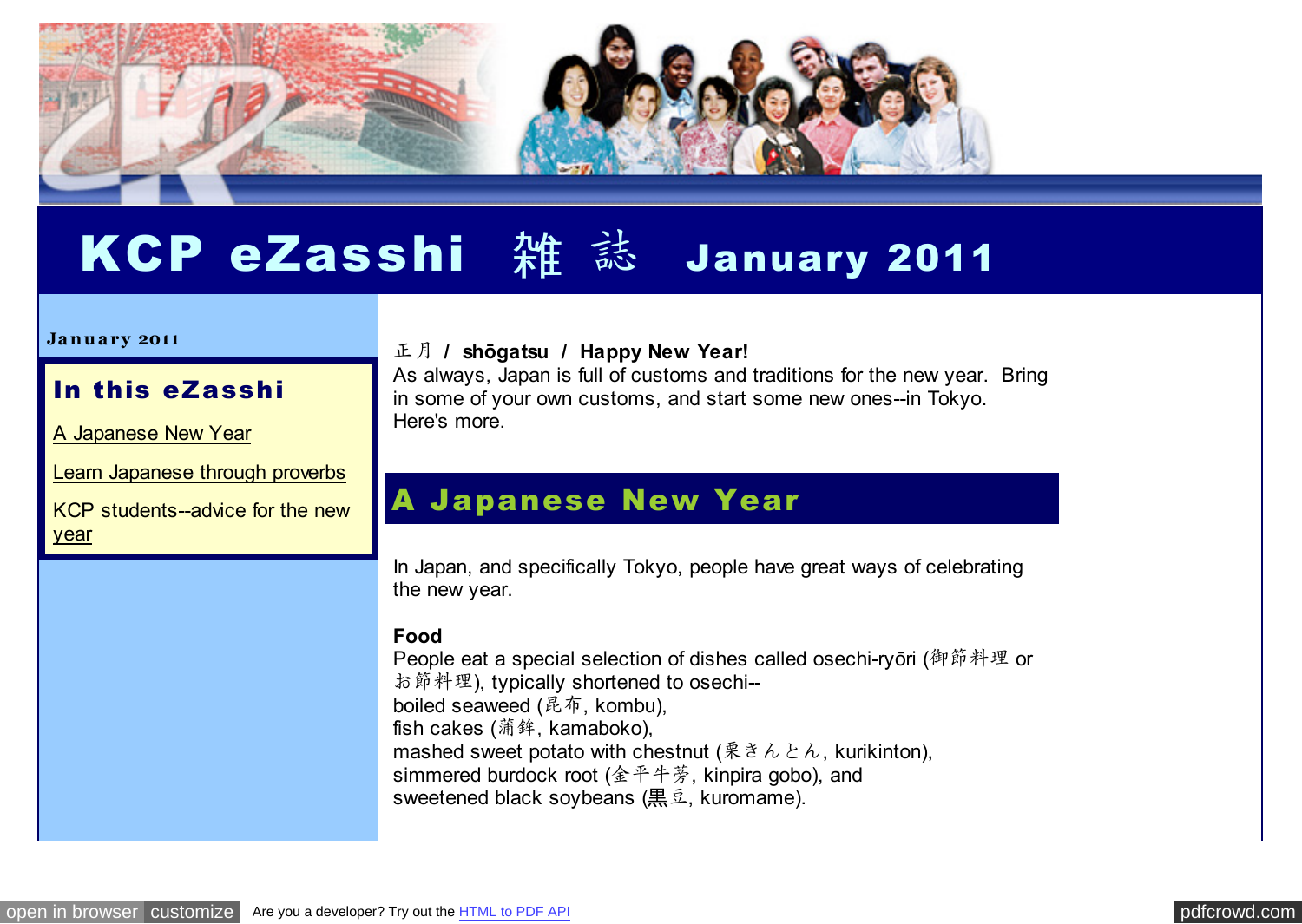# KCP eZasshi 雑誌 January 2011

**January 2011**

## In this eZasshi

A Japanese New Year

Learn Japanese through proverbs

KCP students--advice for the new year

正月 **/ shōgatsu / Happy New Year!**
As always, Japan is full of customs and traditions for the new year. Bring in some of your own customs, and start some new ones--in Tokyo. Here's more.

## A Japanese New Year

In Japan, and specifically Tokyo, people have great ways of celebrating the new year.

**Food**
People eat a special selection of dishes called osechi-ryōri (御節料理 or お節料理), typically shortened to osechi--
boiled seaweed (昆布, kombu),
fish cakes (蒲鉾, kamaboko),
mashed sweet potato with chestnut (栗きんとん, kurikinton),
simmered burdock root (金平牛蒡, kinpira gobo), and
sweetened black soybeans (黒豆, kuromame).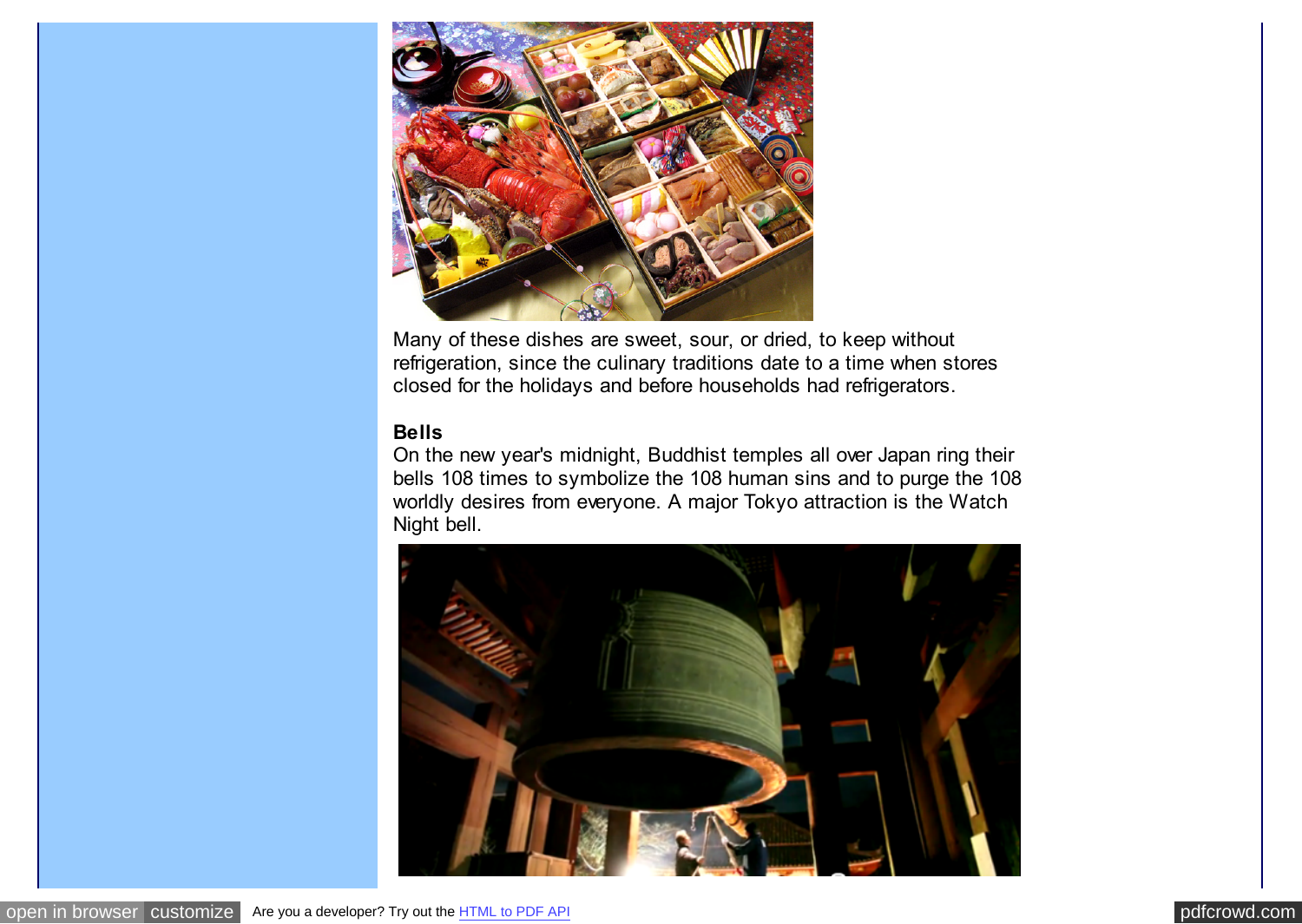Many of these dishes are sweet, sour, or dried, to keep without refrigeration, since the culinary traditions date to a time when stores closed for the holidays and before households had refrigerators.

**Bells**

On the new year's midnight, Buddhist temples all over Japan ring their bells 108 times to symbolize the 108 human sins and to purge the 108 worldly desires from everyone. A major Tokyo attraction is the Watch Night bell.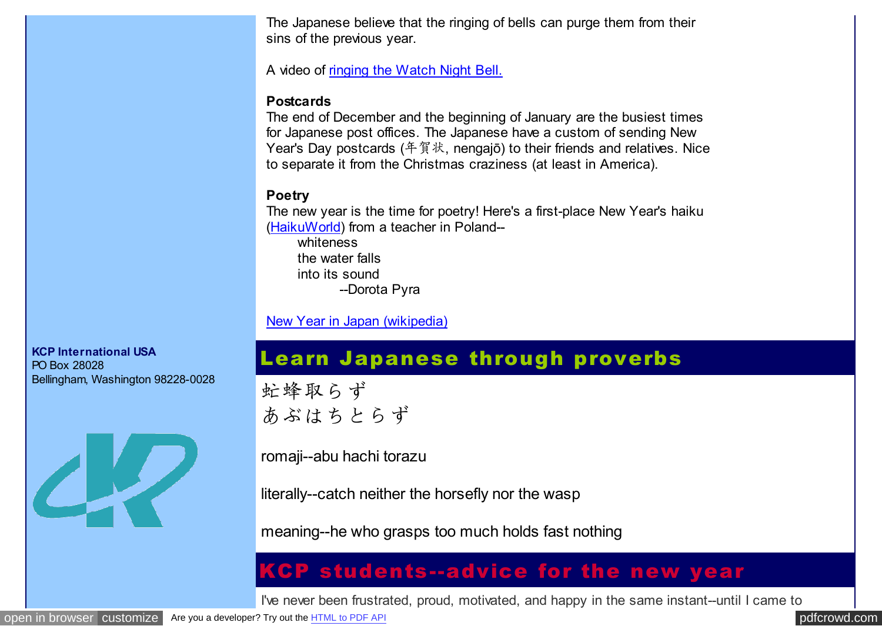The Japanese believe that the ringing of bells can purge them from their sins of the previous year.

A video of ringing the Watch Night Bell.

**Postcards**

The end of December and the beginning of January are the busiest times for Japanese post offices. The Japanese have a custom of sending New Year's Day postcards (年賀状, nengajō) to their friends and relatives. Nice to separate it from the Christmas craziness (at least in America).

**Poetry**

The new year is the time for poetry! Here's a first-place New Year's haiku (HaikuWorld) from a teacher in Poland--

whiteness
the water falls
into its sound
--Dorota Pyra

New Year in Japan (wikipedia)

**KCP International USA**
PO Box 28028
Bellingham, Washington 98228-0028

## Learn Japanese through proverbs

虻蜂取らず
あぶはちとらず

romaji--abu hachi torazu

literally--catch neither the horsefly nor the wasp

meaning--he who grasps too much holds fast nothing

## KCP students--advice for the new year

I've never been frustrated, proud, motivated, and happy in the same instant--until I came to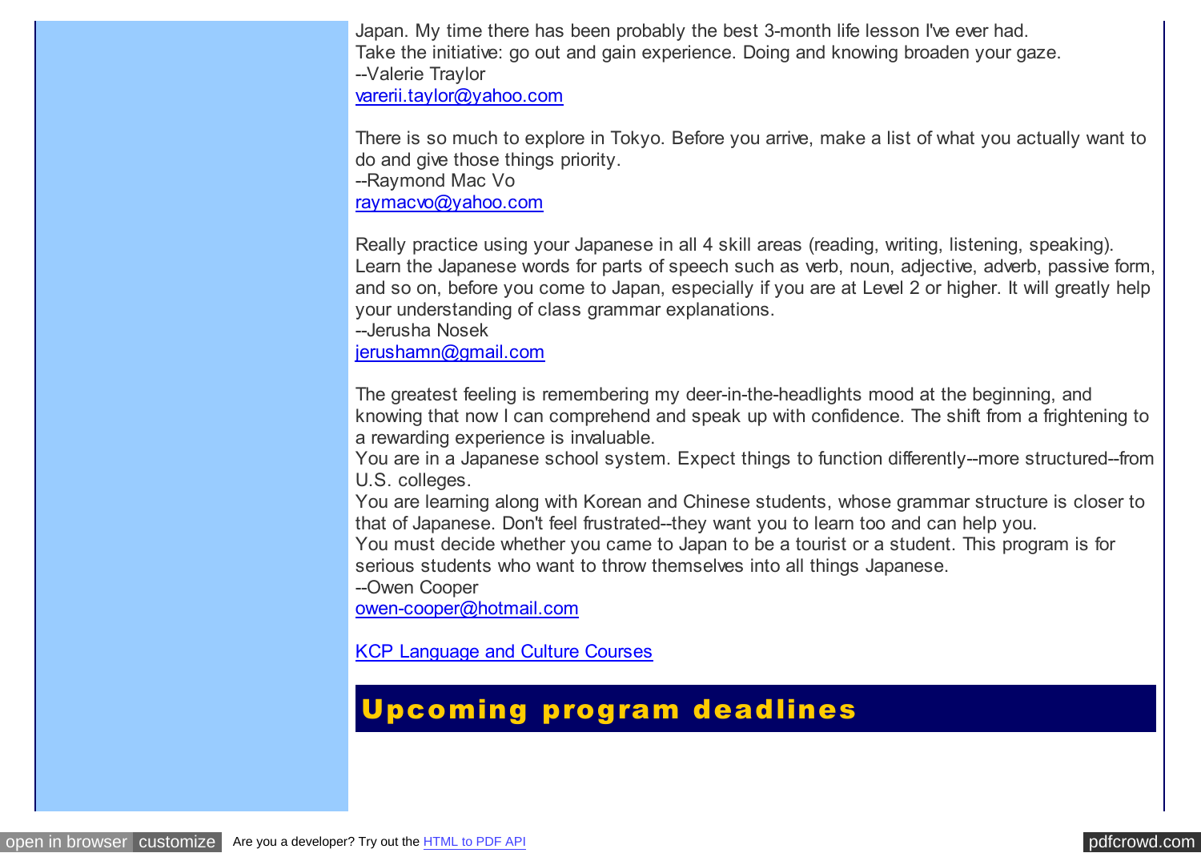Japan. My time there has been probably the best 3-month life lesson I've ever had.
Take the initiative: go out and gain experience. Doing and knowing broaden your gaze.
--Valerie Traylor
[varerii.taylor@yahoo.com](mailto:varerii.taylor@yahoo.com)

There is so much to explore in Tokyo. Before you arrive, make a list of what you actually want to do and give those things priority.
--Raymond Mac Vo
[raymacvo@yahoo.com](mailto:raymacvo@yahoo.com)

Really practice using your Japanese in all 4 skill areas (reading, writing, listening, speaking). Learn the Japanese words for parts of speech such as verb, noun, adjective, adverb, passive form, and so on, before you come to Japan, especially if you are at Level 2 or higher. It will greatly help your understanding of class grammar explanations.
--Jerusha Nosek
[jerushamn@gmail.com](mailto:jerushamn@gmail.com)

The greatest feeling is remembering my deer-in-the-headlights mood at the beginning, and knowing that now I can comprehend and speak up with confidence. The shift from a frightening to a rewarding experience is invaluable.
You are in a Japanese school system. Expect things to function differently--more structured--from U.S. colleges.
You are learning along with Korean and Chinese students, whose grammar structure is closer to that of Japanese. Don't feel frustrated--they want you to learn too and can help you.
You must decide whether you came to Japan to be a tourist or a student. This program is for serious students who want to throw themselves into all things Japanese.
--Owen Cooper
[owen-cooper@hotmail.com](mailto:owen-cooper@hotmail.com)

KCP Language and Culture Courses

## Upcoming program deadlines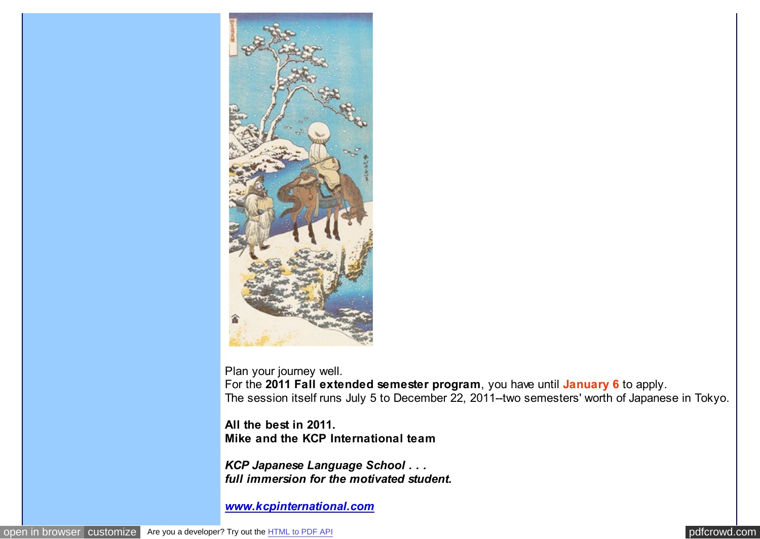Plan your journey well.
For the **2011 Fall extended semester program**, you have until **January 6** to apply.
The session itself runs July 5 to December 22, 2011--two semesters' worth of Japanese in Tokyo.

**All the best in 2011.**
**Mike and the KCP International team**

***KCP Japanese Language School . . .***
***full immersion for the motivated student.***

***www.kcpinternational.com***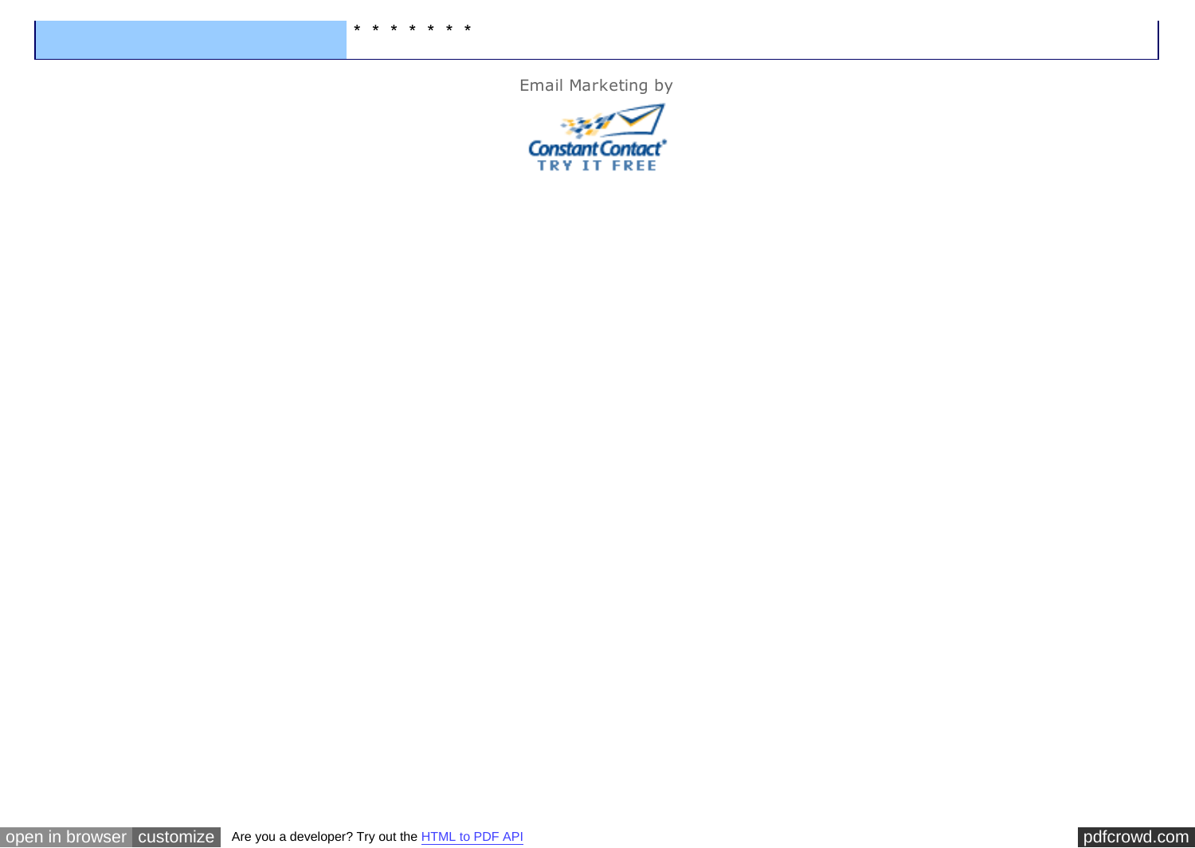* * * * * * *

Email Marketing by

Constant Contact
TRY IT FREE